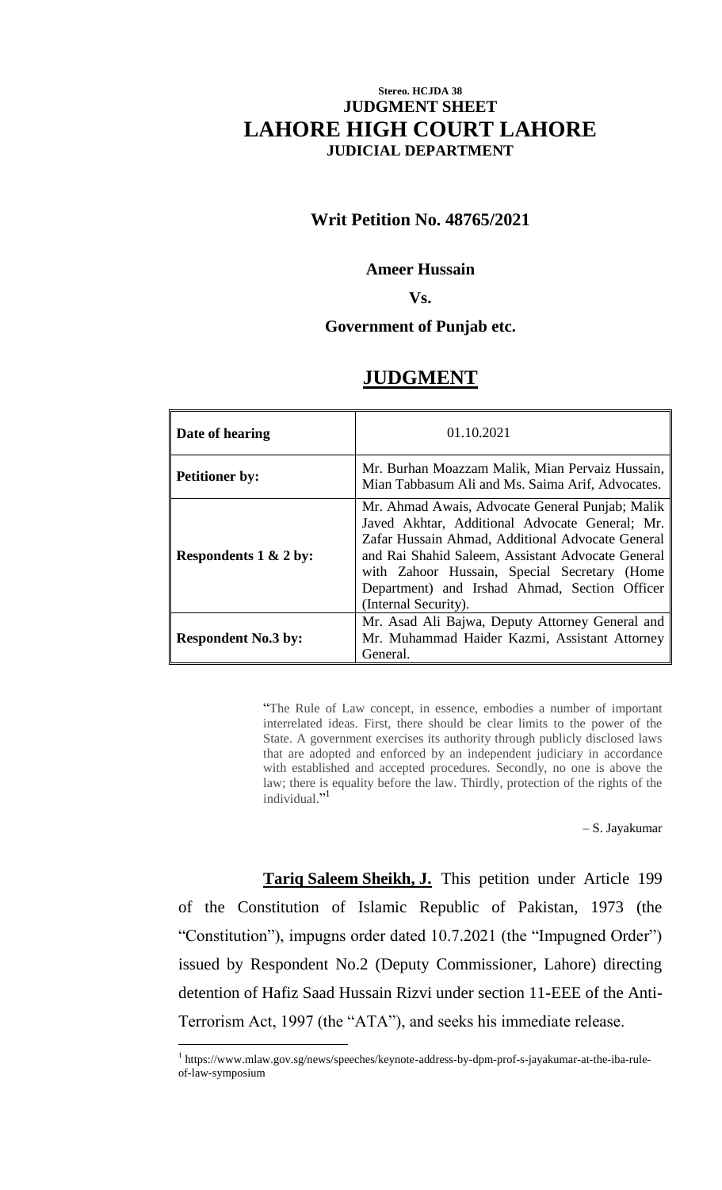**Stereo. HCJDA 38**

# JUDGMENT SHEET

# LAHORE HIGH COURT LAHORE

**JUDICIAL DEPARTMENT**

**Writ Petition No. 48765/2021**

**Ameer Hussain**

**Vs.**

**Government of Punjab etc.**

## JUDGMENT

| Date of hearing | 01.10.2021 |
|---|---|
| **Petitioner by:** | Mr. Burhan Moazzam Malik, Mian Pervaiz Hussain, Mian Tabbasum Ali and Ms. Saima Arif, Advocates. |
| **Respondents 1 & 2 by:** | Mr. Ahmad Awais, Advocate General Punjab; Malik Javed Akhtar, Additional Advocate General; Mr. Zafar Hussain Ahmad, Additional Advocate General and Rai Shahid Saleem, Assistant Advocate General with Zahoor Hussain, Special Secretary (Home Department) and Irshad Ahmad, Section Officer (Internal Security). |
| **Respondent No.3 by:** | Mr. Asad Ali Bajwa, Deputy Attorney General and Mr. Muhammad Haider Kazmi, Assistant Attorney General. |

> "The Rule of Law concept, in essence, embodies a number of important interrelated ideas. First, there should be clear limits to the power of the State. A government exercises its authority through publicly disclosed laws that are adopted and enforced by an independent judiciary in accordance with established and accepted procedures. Secondly, no one is above the law; there is equality before the law. Thirdly, protection of the rights of the individual."[1]
>
> – S. Jayakumar

**Tariq Saleem Sheikh, J.** This petition under Article 199 of the Constitution of Islamic Republic of Pakistan, 1973 (the "Constitution"), impugns order dated 10.7.2021 (the "Impugned Order") issued by Respondent No.2 (Deputy Commissioner, Lahore) directing detention of Hafiz Saad Hussain Rizvi under section 11-EEE of the Anti-Terrorism Act, 1997 (the "ATA"), and seeks his immediate release.

[1] https://www.mlaw.gov.sg/news/speeches/keynote-address-by-dpm-prof-s-jayakumar-at-the-iba-rule-of-law-symposium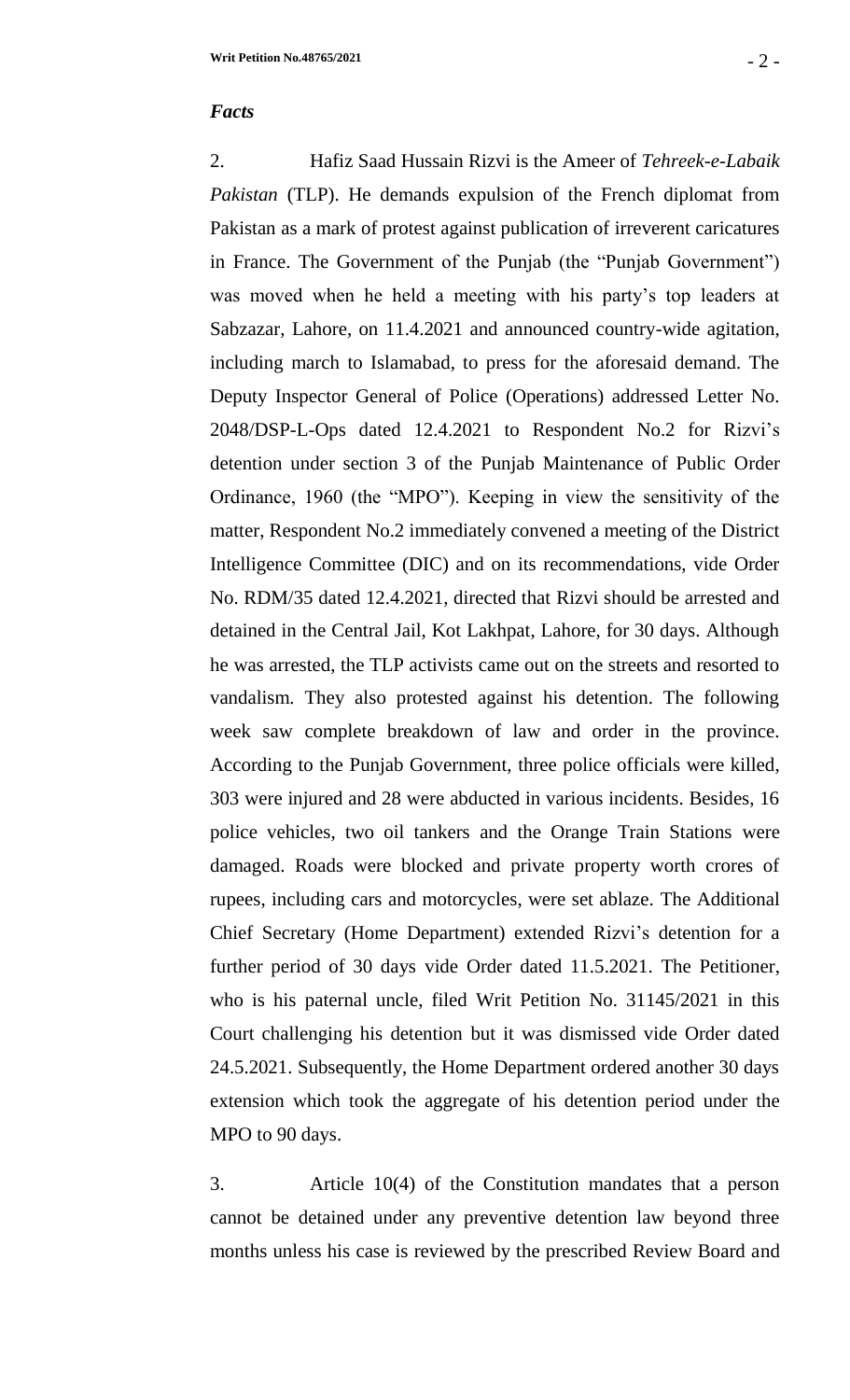***Facts***

2. Hafiz Saad Hussain Rizvi is the Ameer of *Tehreek-e-Labaik Pakistan* (TLP). He demands expulsion of the French diplomat from Pakistan as a mark of protest against publication of irreverent caricatures in France. The Government of the Punjab (the "Punjab Government") was moved when he held a meeting with his party's top leaders at Sabzazar, Lahore, on 11.4.2021 and announced country-wide agitation, including march to Islamabad, to press for the aforesaid demand. The Deputy Inspector General of Police (Operations) addressed Letter No. 2048/DSP-L-Ops dated 12.4.2021 to Respondent No.2 for Rizvi's detention under section 3 of the Punjab Maintenance of Public Order Ordinance, 1960 (the "MPO"). Keeping in view the sensitivity of the matter, Respondent No.2 immediately convened a meeting of the District Intelligence Committee (DIC) and on its recommendations, vide Order No. RDM/35 dated 12.4.2021, directed that Rizvi should be arrested and detained in the Central Jail, Kot Lakhpat, Lahore, for 30 days. Although he was arrested, the TLP activists came out on the streets and resorted to vandalism. They also protested against his detention. The following week saw complete breakdown of law and order in the province. According to the Punjab Government, three police officials were killed, 303 were injured and 28 were abducted in various incidents. Besides, 16 police vehicles, two oil tankers and the Orange Train Stations were damaged. Roads were blocked and private property worth crores of rupees, including cars and motorcycles, were set ablaze. The Additional Chief Secretary (Home Department) extended Rizvi's detention for a further period of 30 days vide Order dated 11.5.2021. The Petitioner, who is his paternal uncle, filed Writ Petition No. 31145/2021 in this Court challenging his detention but it was dismissed vide Order dated 24.5.2021. Subsequently, the Home Department ordered another 30 days extension which took the aggregate of his detention period under the MPO to 90 days.

3. Article 10(4) of the Constitution mandates that a person cannot be detained under any preventive detention law beyond three months unless his case is reviewed by the prescribed Review Board and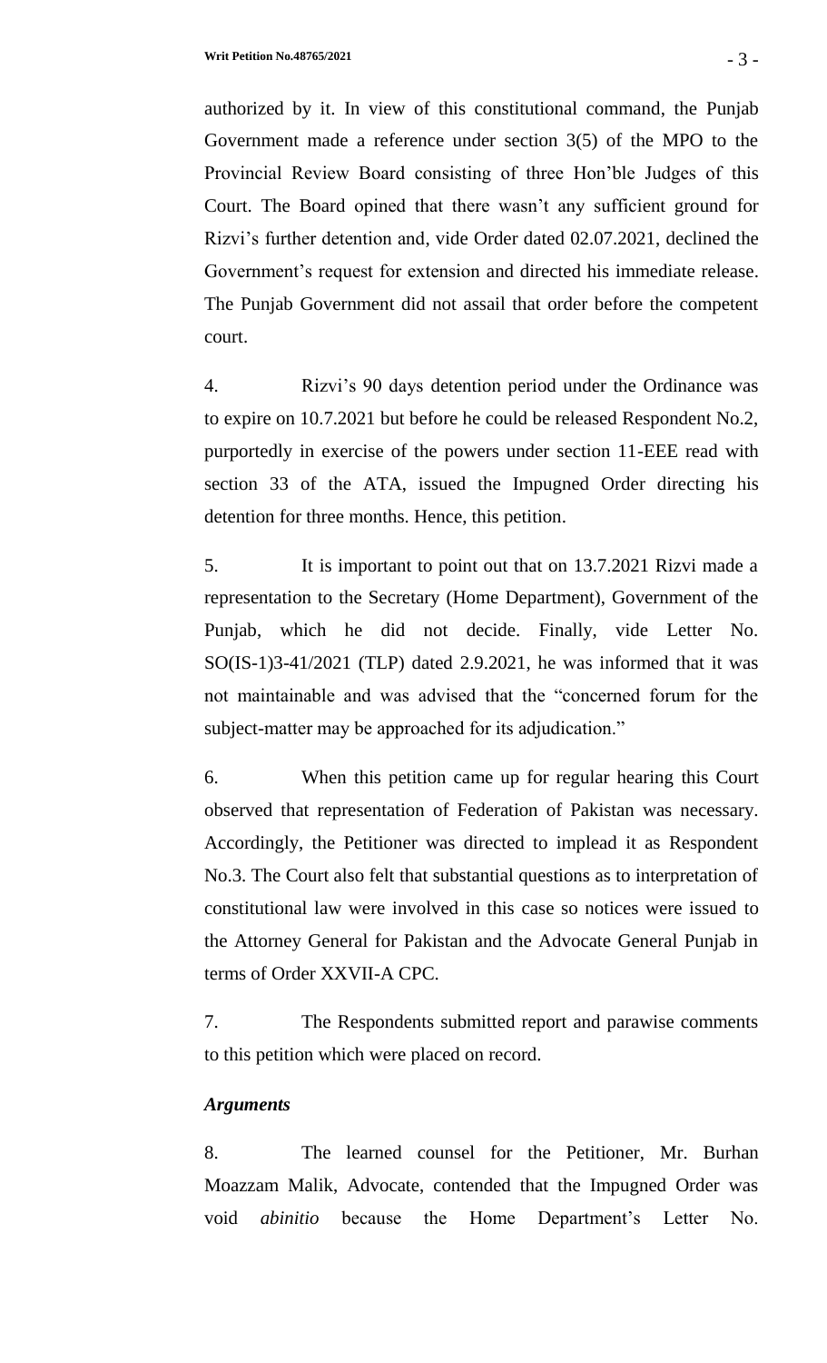authorized by it. In view of this constitutional command, the Punjab Government made a reference under section 3(5) of the MPO to the Provincial Review Board consisting of three Hon'ble Judges of this Court. The Board opined that there wasn't any sufficient ground for Rizvi's further detention and, vide Order dated 02.07.2021, declined the Government's request for extension and directed his immediate release. The Punjab Government did not assail that order before the competent court.

4. Rizvi's 90 days detention period under the Ordinance was to expire on 10.7.2021 but before he could be released Respondent No.2, purportedly in exercise of the powers under section 11-EEE read with section 33 of the ATA, issued the Impugned Order directing his detention for three months. Hence, this petition.

5. It is important to point out that on 13.7.2021 Rizvi made a representation to the Secretary (Home Department), Government of the Punjab, which he did not decide. Finally, vide Letter No. SO(IS-1)3-41/2021 (TLP) dated 2.9.2021, he was informed that it was not maintainable and was advised that the "concerned forum for the subject-matter may be approached for its adjudication."

6. When this petition came up for regular hearing this Court observed that representation of Federation of Pakistan was necessary. Accordingly, the Petitioner was directed to implead it as Respondent No.3. The Court also felt that substantial questions as to interpretation of constitutional law were involved in this case so notices were issued to the Attorney General for Pakistan and the Advocate General Punjab in terms of Order XXVII-A CPC.

7. The Respondents submitted report and parawise comments to this petition which were placed on record.

***Arguments***

8. The learned counsel for the Petitioner, Mr. Burhan Moazzam Malik, Advocate, contended that the Impugned Order was void *abinitio* because the Home Department's Letter No.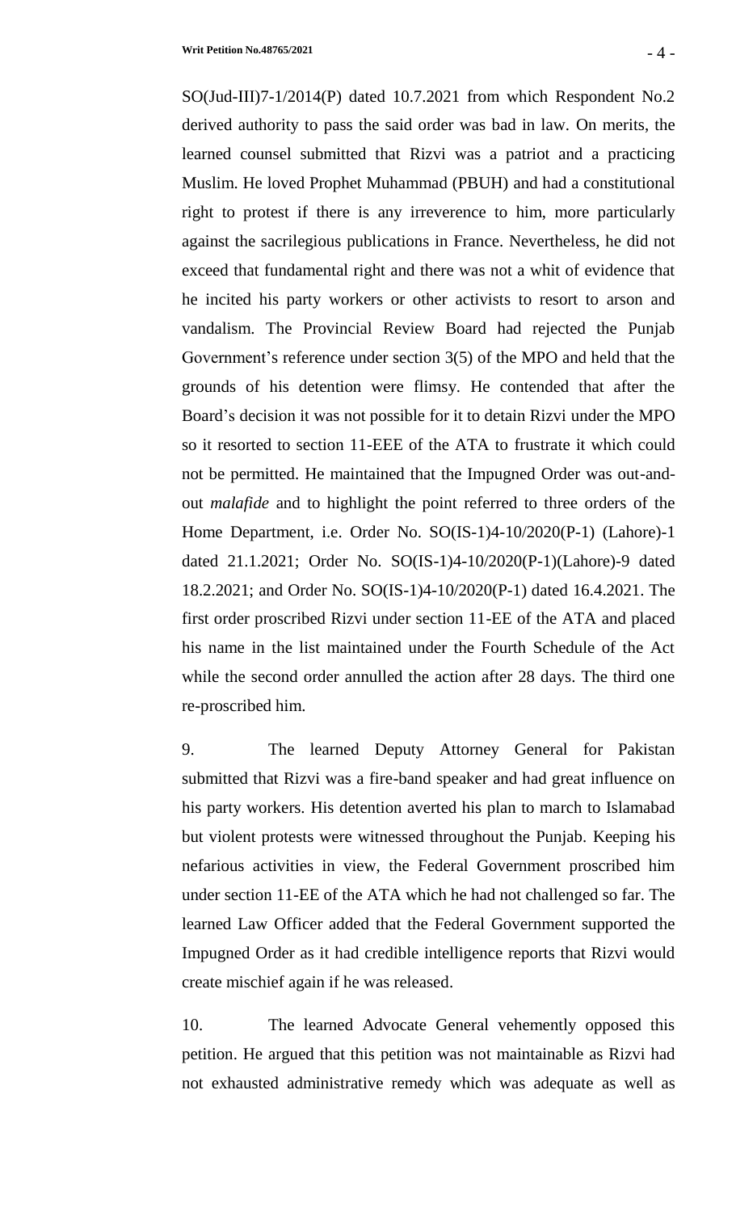SO(Jud-III)7-1/2014(P) dated 10.7.2021 from which Respondent No.2 derived authority to pass the said order was bad in law. On merits, the learned counsel submitted that Rizvi was a patriot and a practicing Muslim. He loved Prophet Muhammad (PBUH) and had a constitutional right to protest if there is any irreverence to him, more particularly against the sacrilegious publications in France. Nevertheless, he did not exceed that fundamental right and there was not a whit of evidence that he incited his party workers or other activists to resort to arson and vandalism. The Provincial Review Board had rejected the Punjab Government's reference under section 3(5) of the MPO and held that the grounds of his detention were flimsy. He contended that after the Board's decision it was not possible for it to detain Rizvi under the MPO so it resorted to section 11-EEE of the ATA to frustrate it which could not be permitted. He maintained that the Impugned Order was out-and-out *malafide* and to highlight the point referred to three orders of the Home Department, i.e. Order No. SO(IS-1)4-10/2020(P-1) (Lahore)-1 dated 21.1.2021; Order No. SO(IS-1)4-10/2020(P-1)(Lahore)-9 dated 18.2.2021; and Order No. SO(IS-1)4-10/2020(P-1) dated 16.4.2021. The first order proscribed Rizvi under section 11-EE of the ATA and placed his name in the list maintained under the Fourth Schedule of the Act while the second order annulled the action after 28 days. The third one re-proscribed him.

9. The learned Deputy Attorney General for Pakistan submitted that Rizvi was a fire-band speaker and had great influence on his party workers. His detention averted his plan to march to Islamabad but violent protests were witnessed throughout the Punjab. Keeping his nefarious activities in view, the Federal Government proscribed him under section 11-EE of the ATA which he had not challenged so far. The learned Law Officer added that the Federal Government supported the Impugned Order as it had credible intelligence reports that Rizvi would create mischief again if he was released.

10. The learned Advocate General vehemently opposed this petition. He argued that this petition was not maintainable as Rizvi had not exhausted administrative remedy which was adequate as well as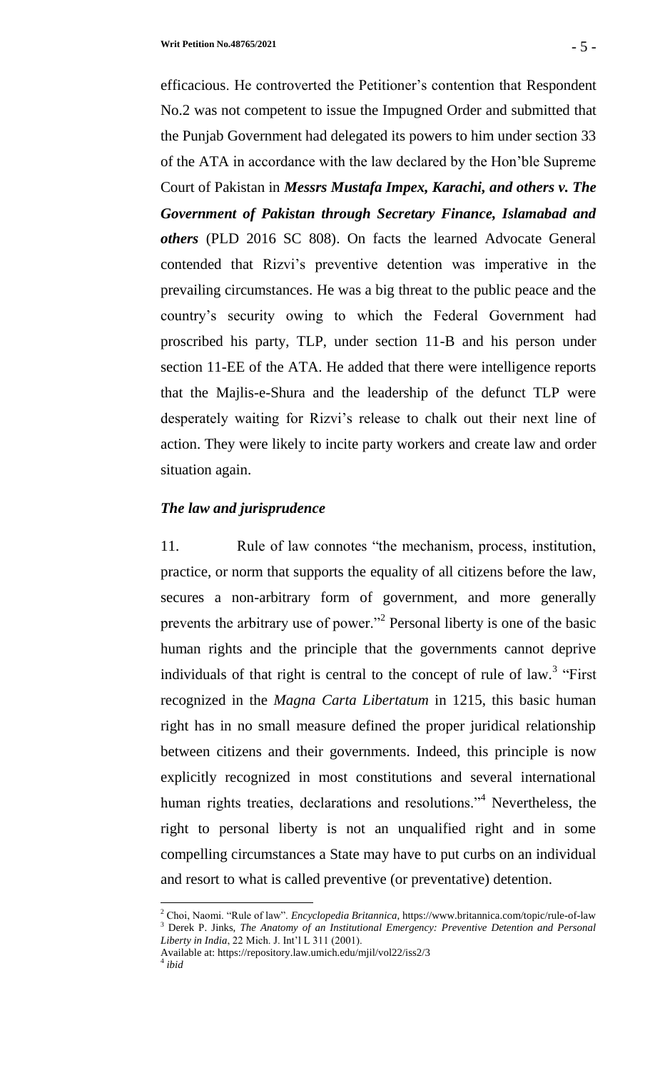efficacious. He controverted the Petitioner's contention that Respondent No.2 was not competent to issue the Impugned Order and submitted that the Punjab Government had delegated its powers to him under section 33 of the ATA in accordance with the law declared by the Hon'ble Supreme Court of Pakistan in ***Messrs Mustafa Impex, Karachi, and others v. The Government of Pakistan through Secretary Finance, Islamabad and others*** (PLD 2016 SC 808). On facts the learned Advocate General contended that Rizvi's preventive detention was imperative in the prevailing circumstances. He was a big threat to the public peace and the country's security owing to which the Federal Government had proscribed his party, TLP, under section 11-B and his person under section 11-EE of the ATA. He added that there were intelligence reports that the Majlis-e-Shura and the leadership of the defunct TLP were desperately waiting for Rizvi's release to chalk out their next line of action. They were likely to incite party workers and create law and order situation again.

### *The law and jurisprudence*

11. Rule of law connotes "the mechanism, process, institution, practice, or norm that supports the equality of all citizens before the law, secures a non-arbitrary form of government, and more generally prevents the arbitrary use of power."[2] Personal liberty is one of the basic human rights and the principle that the governments cannot deprive individuals of that right is central to the concept of rule of law.[3] "First recognized in the *Magna Carta Libertatum* in 1215, this basic human right has in no small measure defined the proper juridical relationship between citizens and their governments. Indeed, this principle is now explicitly recognized in most constitutions and several international human rights treaties, declarations and resolutions."[4] Nevertheless, the right to personal liberty is not an unqualified right and in some compelling circumstances a State may have to put curbs on an individual and resort to what is called preventive (or preventative) detention.

---

[2] Choi, Naomi. "Rule of law". *Encyclopedia Britannica*, https://www.britannica.com/topic/rule-of-law

[3] Derek P. Jinks, *The Anatomy of an Institutional Emergency: Preventive Detention and Personal Liberty in India*, 22 Mich. J. Int'l L 311 (2001).
Available at: https://repository.law.umich.edu/mjil/vol22/iss2/3

[4] *ibid*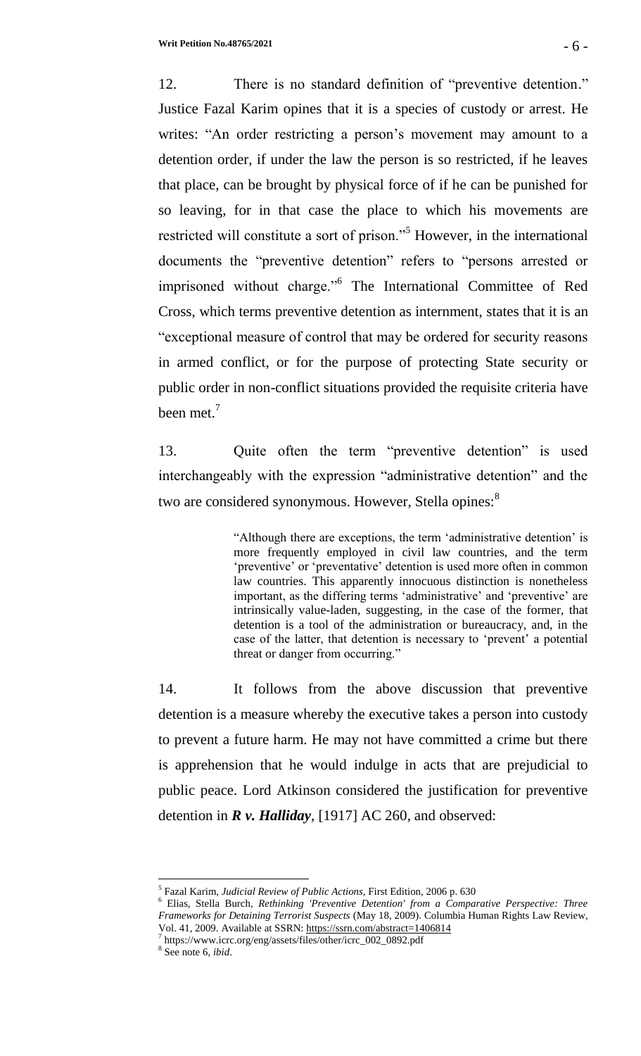12. There is no standard definition of "preventive detention." Justice Fazal Karim opines that it is a species of custody or arrest. He writes: "An order restricting a person's movement may amount to a detention order, if under the law the person is so restricted, if he leaves that place, can be brought by physical force of if he can be punished for so leaving, for in that case the place to which his movements are restricted will constitute a sort of prison."[5] However, in the international documents the "preventive detention" refers to "persons arrested or imprisoned without charge."[6] The International Committee of Red Cross, which terms preventive detention as internment, states that it is an "exceptional measure of control that may be ordered for security reasons in armed conflict, or for the purpose of protecting State security or public order in non-conflict situations provided the requisite criteria have been met.[7]

13. Quite often the term "preventive detention" is used interchangeably with the expression "administrative detention" and the two are considered synonymous. However, Stella opines:[8]

> "Although there are exceptions, the term 'administrative detention' is more frequently employed in civil law countries, and the term 'preventive' or 'preventative' detention is used more often in common law countries. This apparently innocuous distinction is nonetheless important, as the differing terms 'administrative' and 'preventive' are intrinsically value-laden, suggesting, in the case of the former, that detention is a tool of the administration or bureaucracy, and, in the case of the latter, that detention is necessary to 'prevent' a potential threat or danger from occurring."

14. It follows from the above discussion that preventive detention is a measure whereby the executive takes a person into custody to prevent a future harm. He may not have committed a crime but there is apprehension that he would indulge in acts that are prejudicial to public peace. Lord Atkinson considered the justification for preventive detention in ***R v. Halliday***, [1917] AC 260, and observed:

---

[5] Fazal Karim, *Judicial Review of Public Actions*, First Edition, 2006 p. 630

[6] Elias, Stella Burch, *Rethinking 'Preventive Detention' from a Comparative Perspective: Three Frameworks for Detaining Terrorist Suspects* (May 18, 2009). Columbia Human Rights Law Review, Vol. 41, 2009. Available at SSRN: https://ssrn.com/abstract=1406814

[7] https://www.icrc.org/eng/assets/files/other/icrc_002_0892.pdf

[8] See note 6, *ibid*.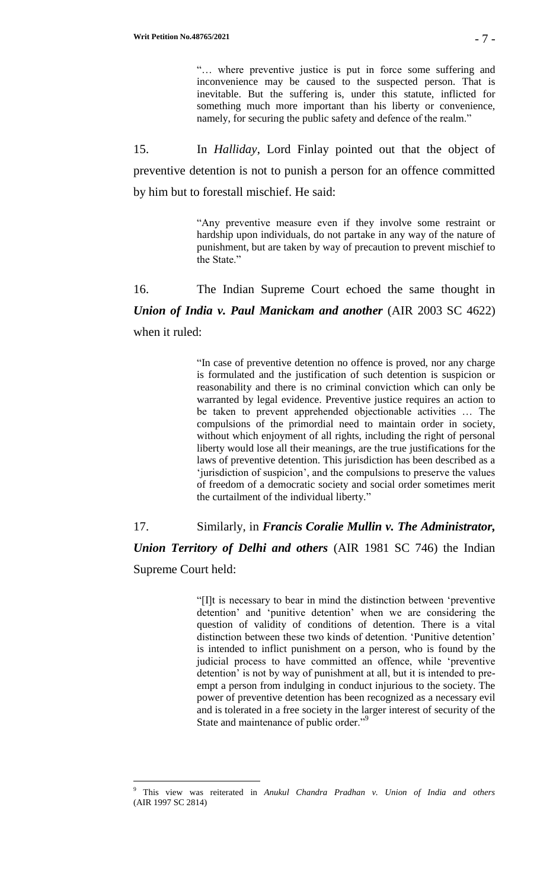> "… where preventive justice is put in force some suffering and inconvenience may be caused to the suspected person. That is inevitable. But the suffering is, under this statute, inflicted for something much more important than his liberty or convenience, namely, for securing the public safety and defence of the realm."

15. In *Halliday*, Lord Finlay pointed out that the object of preventive detention is not to punish a person for an offence committed by him but to forestall mischief. He said:

> "Any preventive measure even if they involve some restraint or hardship upon individuals, do not partake in any way of the nature of punishment, but are taken by way of precaution to prevent mischief to the State."

16. The Indian Supreme Court echoed the same thought in ***Union of India v. Paul Manickam and another*** (AIR 2003 SC 4622) when it ruled:

> "In case of preventive detention no offence is proved, nor any charge is formulated and the justification of such detention is suspicion or reasonability and there is no criminal conviction which can only be warranted by legal evidence. Preventive justice requires an action to be taken to prevent apprehended objectionable activities … The compulsions of the primordial need to maintain order in society, without which enjoyment of all rights, including the right of personal liberty would lose all their meanings, are the true justifications for the laws of preventive detention. This jurisdiction has been described as a 'jurisdiction of suspicion', and the compulsions to preserve the values of freedom of a democratic society and social order sometimes merit the curtailment of the individual liberty."

17. Similarly, in ***Francis Coralie Mullin v. The Administrator, Union Territory of Delhi and others*** (AIR 1981 SC 746) the Indian Supreme Court held:

> "[I]t is necessary to bear in mind the distinction between 'preventive detention' and 'punitive detention' when we are considering the question of validity of conditions of detention. There is a vital distinction between these two kinds of detention. 'Punitive detention' is intended to inflict punishment on a person, who is found by the judicial process to have committed an offence, while 'preventive detention' is not by way of punishment at all, but it is intended to pre-empt a person from indulging in conduct injurious to the society. The power of preventive detention has been recognized as a necessary evil and is tolerated in a free society in the larger interest of security of the State and maintenance of public order."[9]

---

[9] This view was reiterated in *Anukul Chandra Pradhan v. Union of India and others* (AIR 1997 SC 2814)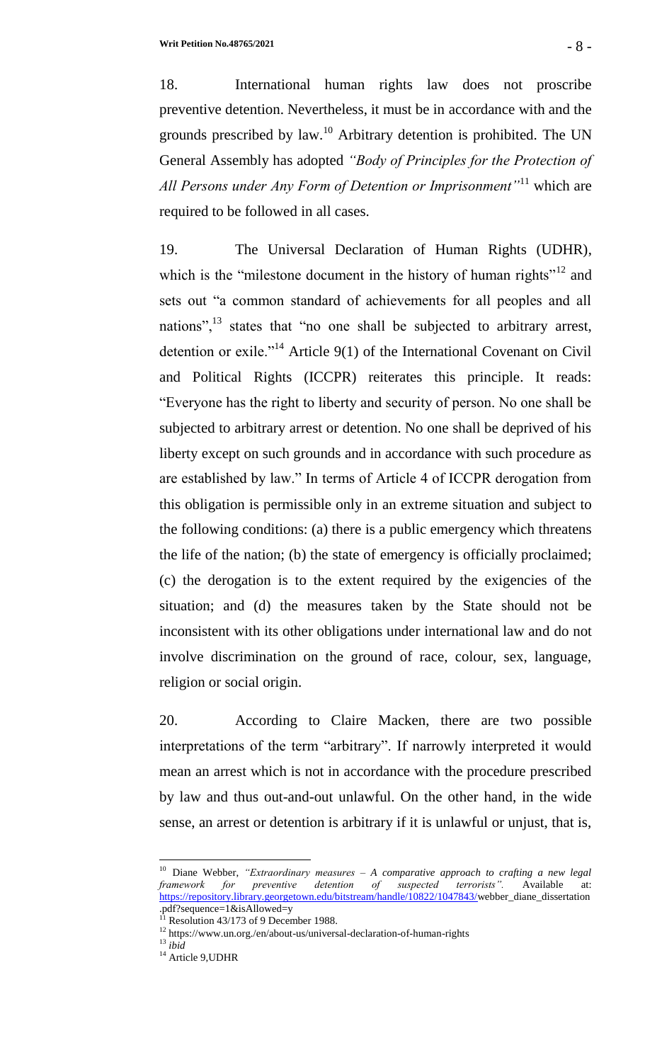18. International human rights law does not proscribe preventive detention. Nevertheless, it must be in accordance with and the grounds prescribed by law.[10] Arbitrary detention is prohibited. The UN General Assembly has adopted *"Body of Principles for the Protection of All Persons under Any Form of Detention or Imprisonment"*[11] which are required to be followed in all cases.

19. The Universal Declaration of Human Rights (UDHR), which is the "milestone document in the history of human rights"[12] and sets out "a common standard of achievements for all peoples and all nations",[13] states that "no one shall be subjected to arbitrary arrest, detention or exile."[14] Article 9(1) of the International Covenant on Civil and Political Rights (ICCPR) reiterates this principle. It reads: "Everyone has the right to liberty and security of person. No one shall be subjected to arbitrary arrest or detention. No one shall be deprived of his liberty except on such grounds and in accordance with such procedure as are established by law." In terms of Article 4 of ICCPR derogation from this obligation is permissible only in an extreme situation and subject to the following conditions: (a) there is a public emergency which threatens the life of the nation; (b) the state of emergency is officially proclaimed; (c) the derogation is to the extent required by the exigencies of the situation; and (d) the measures taken by the State should not be inconsistent with its other obligations under international law and do not involve discrimination on the ground of race, colour, sex, language, religion or social origin.

20. According to Claire Macken, there are two possible interpretations of the term "arbitrary". If narrowly interpreted it would mean an arrest which is not in accordance with the procedure prescribed by law and thus out-and-out unlawful. On the other hand, in the wide sense, an arrest or detention is arbitrary if it is unlawful or unjust, that is,

---

[10] Diane Webber, *"Extraordinary measures – A comparative approach to crafting a new legal framework for preventive detention of suspected terrorists".* Available at: https://repository.library.georgetown.edu/bitstream/handle/10822/1047843/webber_diane_dissertation.pdf?sequence=1&isAllowed=y

[11] Resolution 43/173 of 9 December 1988.

[12] https://www.un.org./en/about-us/universal-declaration-of-human-rights

[13] *ibid*

[14] Article 9,UDHR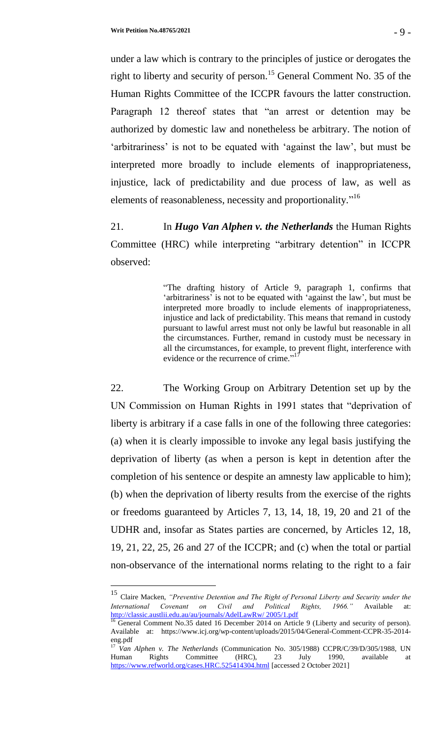under a law which is contrary to the principles of justice or derogates the right to liberty and security of person.[15] General Comment No. 35 of the Human Rights Committee of the ICCPR favours the latter construction. Paragraph 12 thereof states that "an arrest or detention may be authorized by domestic law and nonetheless be arbitrary. The notion of 'arbitrariness' is not to be equated with 'against the law', but must be interpreted more broadly to include elements of inappropriateness, injustice, lack of predictability and due process of law, as well as elements of reasonableness, necessity and proportionality."[16]

21. In ***Hugo Van Alphen v. the Netherlands*** the Human Rights Committee (HRC) while interpreting "arbitrary detention" in ICCPR observed:

> "The drafting history of Article 9, paragraph 1, confirms that 'arbitrariness' is not to be equated with 'against the law', but must be interpreted more broadly to include elements of inappropriateness, injustice and lack of predictability. This means that remand in custody pursuant to lawful arrest must not only be lawful but reasonable in all the circumstances. Further, remand in custody must be necessary in all the circumstances, for example, to prevent flight, interference with evidence or the recurrence of crime."[17]

22. The Working Group on Arbitrary Detention set up by the UN Commission on Human Rights in 1991 states that "deprivation of liberty is arbitrary if a case falls in one of the following three categories: (a) when it is clearly impossible to invoke any legal basis justifying the deprivation of liberty (as when a person is kept in detention after the completion of his sentence or despite an amnesty law applicable to him); (b) when the deprivation of liberty results from the exercise of the rights or freedoms guaranteed by Articles 7, 13, 14, 18, 19, 20 and 21 of the UDHR and, insofar as States parties are concerned, by Articles 12, 18, 19, 21, 22, 25, 26 and 27 of the ICCPR; and (c) when the total or partial non-observance of the international norms relating to the right to a fair

---

[15] Claire Macken, *"Preventive Detention and The Right of Personal Liberty and Security under the International Covenant on Civil and Political Rights, 1966."* Available at: http://classic.austlii.edu.au/au/journals/AdelLawRw/ 2005/1.pdf

[16] General Comment No.35 dated 16 December 2014 on Article 9 (Liberty and security of person). Available at: https://www.icj.org/wp-content/uploads/2015/04/General-Comment-CCPR-35-2014-eng.pdf

[17] *Van Alphen v. The Netherlands* (Communication No. 305/1988) CCPR/C/39/D/305/1988, UN Human Rights Committee (HRC), 23 July 1990, available at https://www.refworld.org/cases.HRC.525414304.html [accessed 2 October 2021]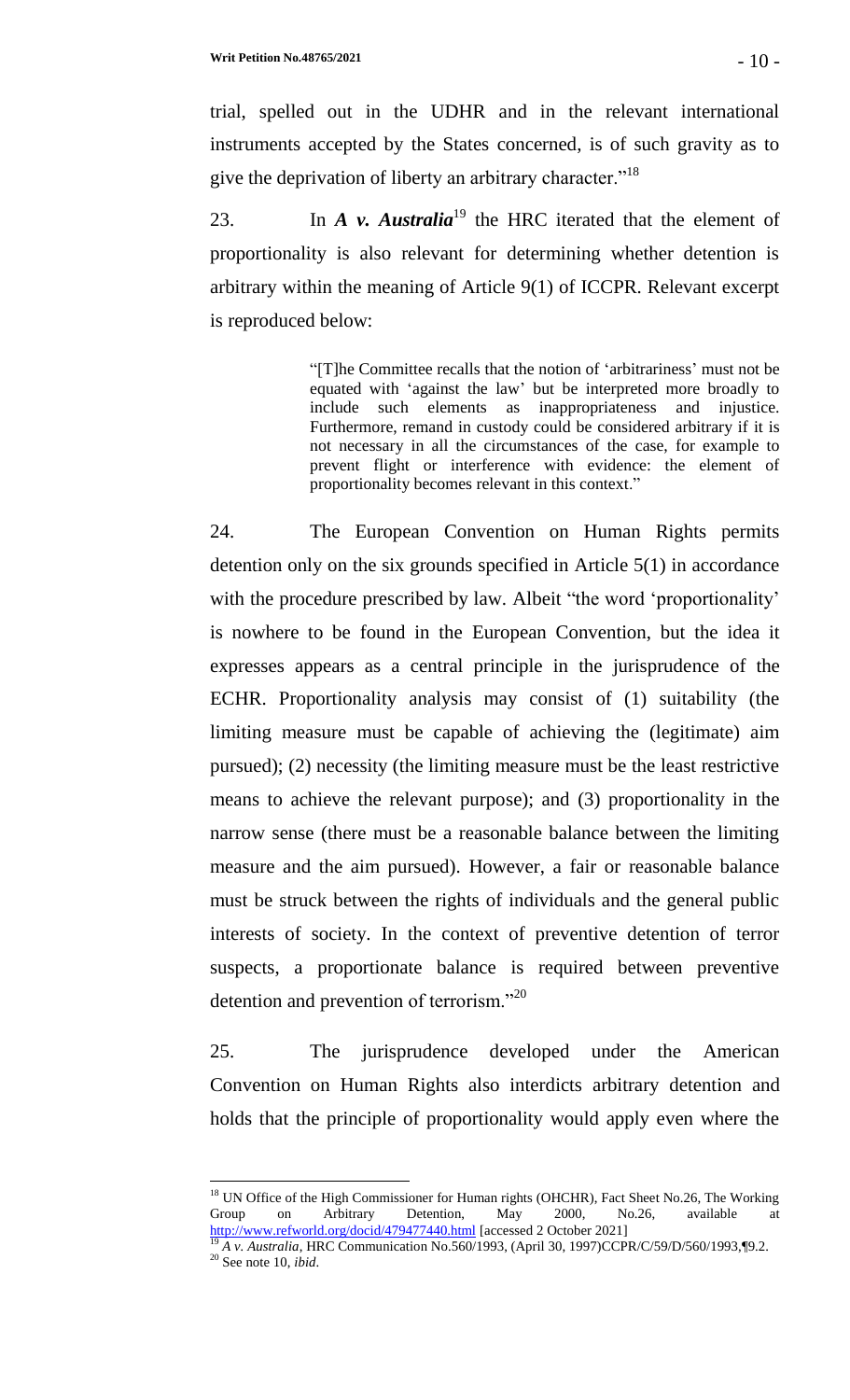trial, spelled out in the UDHR and in the relevant international instruments accepted by the States concerned, is of such gravity as to give the deprivation of liberty an arbitrary character."[18]

23. In ***A v. Australia***[19] the HRC iterated that the element of proportionality is also relevant for determining whether detention is arbitrary within the meaning of Article 9(1) of ICCPR. Relevant excerpt is reproduced below:

> "[T]he Committee recalls that the notion of 'arbitrariness' must not be equated with 'against the law' but be interpreted more broadly to include such elements as inappropriateness and injustice. Furthermore, remand in custody could be considered arbitrary if it is not necessary in all the circumstances of the case, for example to prevent flight or interference with evidence: the element of proportionality becomes relevant in this context."

24. The European Convention on Human Rights permits detention only on the six grounds specified in Article 5(1) in accordance with the procedure prescribed by law. Albeit "the word 'proportionality' is nowhere to be found in the European Convention, but the idea it expresses appears as a central principle in the jurisprudence of the ECHR. Proportionality analysis may consist of (1) suitability (the limiting measure must be capable of achieving the (legitimate) aim pursued); (2) necessity (the limiting measure must be the least restrictive means to achieve the relevant purpose); and (3) proportionality in the narrow sense (there must be a reasonable balance between the limiting measure and the aim pursued). However, a fair or reasonable balance must be struck between the rights of individuals and the general public interests of society. In the context of preventive detention of terror suspects, a proportionate balance is required between preventive detention and prevention of terrorism."[20]

25. The jurisprudence developed under the American Convention on Human Rights also interdicts arbitrary detention and holds that the principle of proportionality would apply even where the

---

[18] UN Office of the High Commissioner for Human rights (OHCHR), Fact Sheet No.26, The Working Group on Arbitrary Detention, May 2000, No.26, available at http://www.refworld.org/docid/479477440.html [accessed 2 October 2021]

[19] *A v. Australia*, HRC Communication No.560/1993, (April 30, 1997)CCPR/C/59/D/560/1993,¶9.2.

[20] See note 10, *ibid.*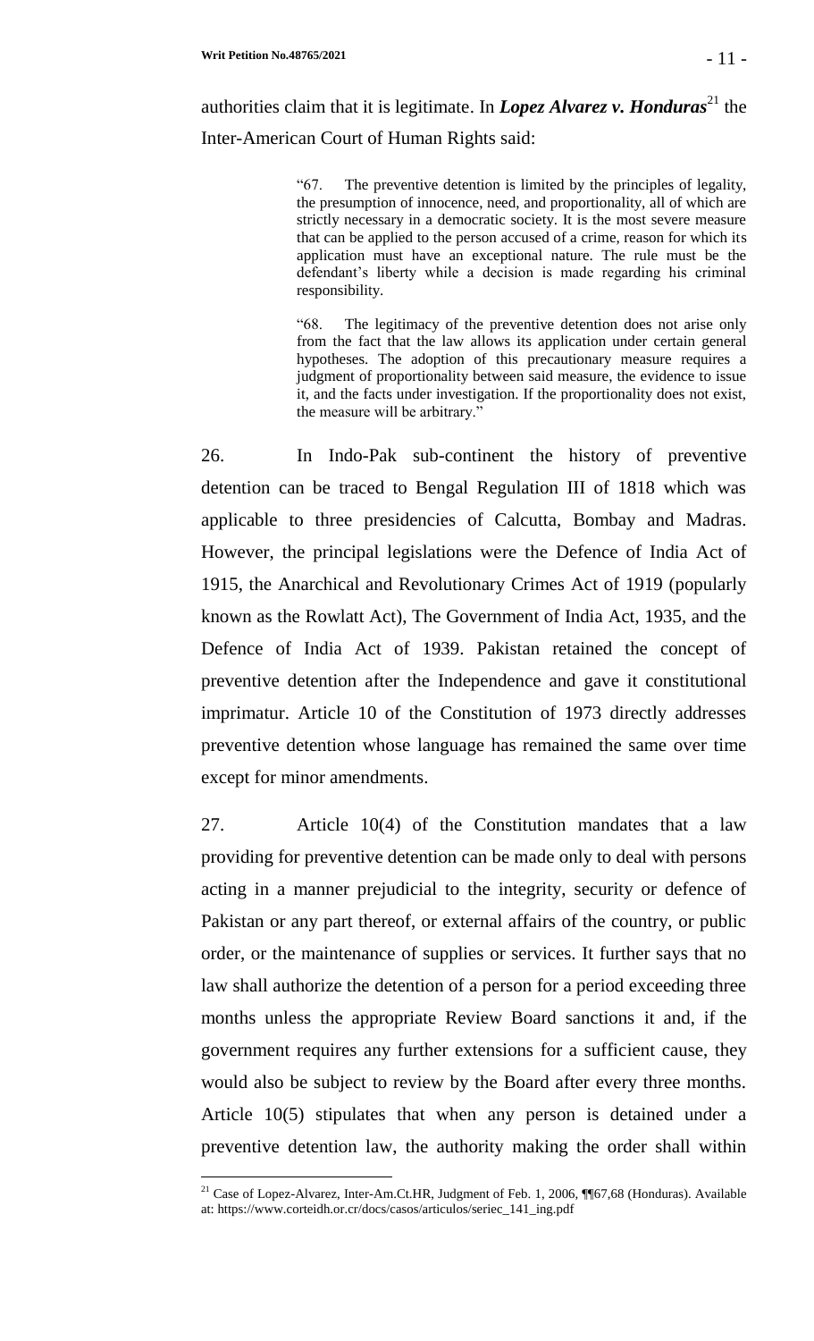authorities claim that it is legitimate. In ***Lopez Alvarez v. Honduras***[21] the Inter-American Court of Human Rights said:

> "67. The preventive detention is limited by the principles of legality, the presumption of innocence, need, and proportionality, all of which are strictly necessary in a democratic society. It is the most severe measure that can be applied to the person accused of a crime, reason for which its application must have an exceptional nature. The rule must be the defendant's liberty while a decision is made regarding his criminal responsibility.
>
> "68. The legitimacy of the preventive detention does not arise only from the fact that the law allows its application under certain general hypotheses. The adoption of this precautionary measure requires a judgment of proportionality between said measure, the evidence to issue it, and the facts under investigation. If the proportionality does not exist, the measure will be arbitrary."

26. In Indo-Pak sub-continent the history of preventive detention can be traced to Bengal Regulation III of 1818 which was applicable to three presidencies of Calcutta, Bombay and Madras. However, the principal legislations were the Defence of India Act of 1915, the Anarchical and Revolutionary Crimes Act of 1919 (popularly known as the Rowlatt Act), The Government of India Act, 1935, and the Defence of India Act of 1939. Pakistan retained the concept of preventive detention after the Independence and gave it constitutional imprimatur. Article 10 of the Constitution of 1973 directly addresses preventive detention whose language has remained the same over time except for minor amendments.

27. Article 10(4) of the Constitution mandates that a law providing for preventive detention can be made only to deal with persons acting in a manner prejudicial to the integrity, security or defence of Pakistan or any part thereof, or external affairs of the country, or public order, or the maintenance of supplies or services. It further says that no law shall authorize the detention of a person for a period exceeding three months unless the appropriate Review Board sanctions it and, if the government requires any further extensions for a sufficient cause, they would also be subject to review by the Board after every three months. Article 10(5) stipulates that when any person is detained under a preventive detention law, the authority making the order shall within

---

[21] Case of Lopez-Alvarez, Inter-Am.Ct.HR, Judgment of Feb. 1, 2006, ¶¶67,68 (Honduras). Available at: https://www.corteidh.or.cr/docs/casos/articulos/seriec_141_ing.pdf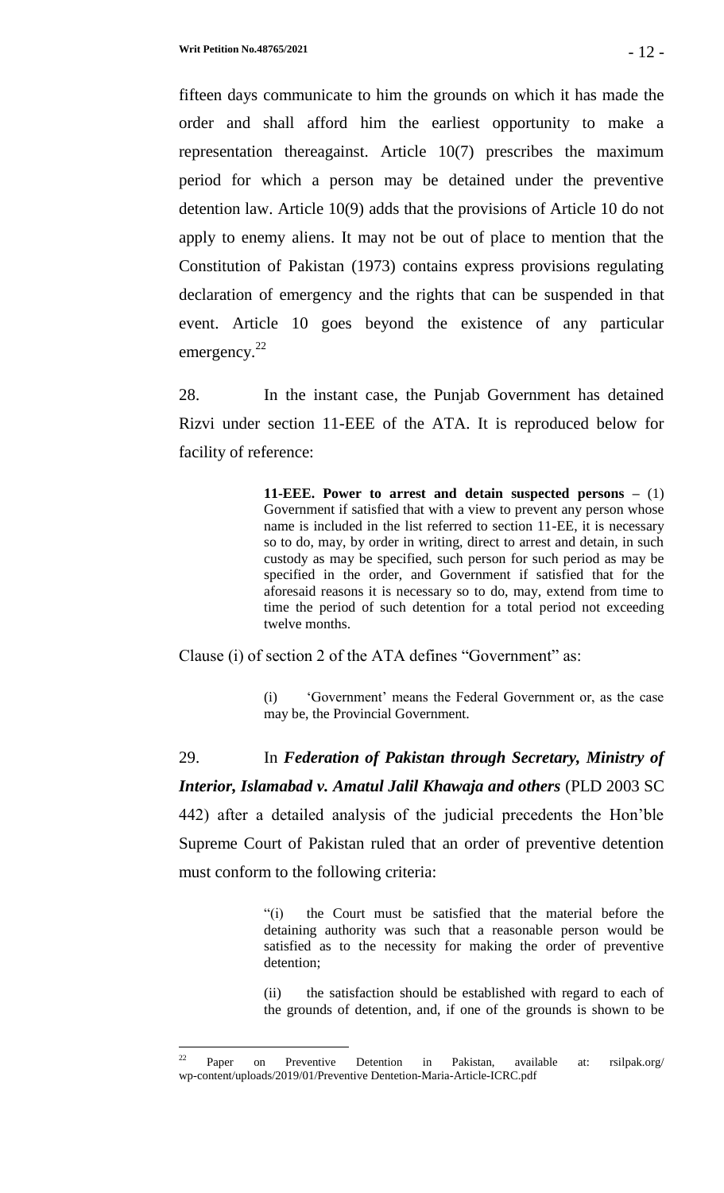fifteen days communicate to him the grounds on which it has made the order and shall afford him the earliest opportunity to make a representation thereagainst. Article 10(7) prescribes the maximum period for which a person may be detained under the preventive detention law. Article 10(9) adds that the provisions of Article 10 do not apply to enemy aliens. It may not be out of place to mention that the Constitution of Pakistan (1973) contains express provisions regulating declaration of emergency and the rights that can be suspended in that event. Article 10 goes beyond the existence of any particular emergency.[22]

28. In the instant case, the Punjab Government has detained Rizvi under section 11-EEE of the ATA. It is reproduced below for facility of reference:

> **11-EEE. Power to arrest and detain suspected persons –** (1) Government if satisfied that with a view to prevent any person whose name is included in the list referred to section 11-EE, it is necessary so to do, may, by order in writing, direct to arrest and detain, in such custody as may be specified, such person for such period as may be specified in the order, and Government if satisfied that for the aforesaid reasons it is necessary so to do, may, extend from time to time the period of such detention for a total period not exceeding twelve months.

Clause (i) of section 2 of the ATA defines "Government" as:

> (i) 'Government' means the Federal Government or, as the case may be, the Provincial Government.

29. In ***Federation of Pakistan through Secretary, Ministry of Interior, Islamabad v. Amatul Jalil Khawaja and others*** (PLD 2003 SC 442) after a detailed analysis of the judicial precedents the Hon'ble Supreme Court of Pakistan ruled that an order of preventive detention must conform to the following criteria:

> "(i) the Court must be satisfied that the material before the detaining authority was such that a reasonable person would be satisfied as to the necessity for making the order of preventive detention;
>
> (ii) the satisfaction should be established with regard to each of the grounds of detention, and, if one of the grounds is shown to be

---

[22] Paper on Preventive Detention in Pakistan, available at: rsilpak.org/ wp-content/uploads/2019/01/Preventive Dentetion-Maria-Article-ICRC.pdf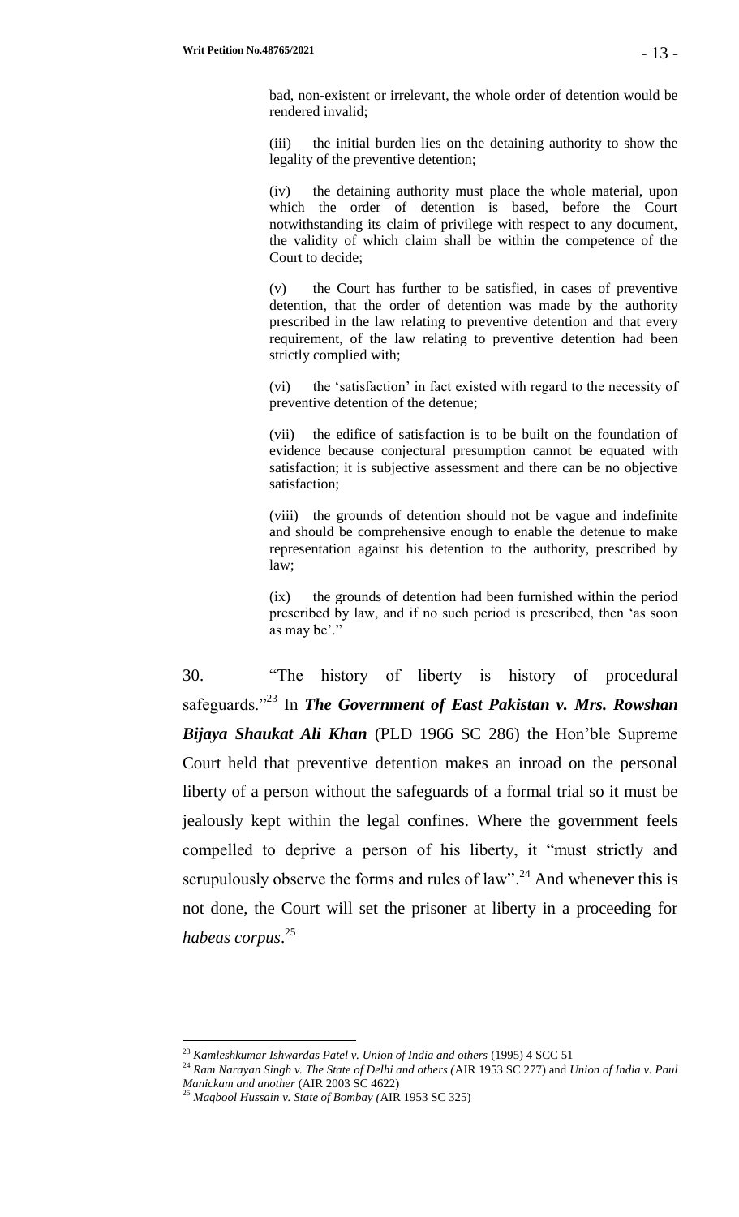bad, non-existent or irrelevant, the whole order of detention would be rendered invalid;

(iii) the initial burden lies on the detaining authority to show the legality of the preventive detention;

(iv) the detaining authority must place the whole material, upon which the order of detention is based, before the Court notwithstanding its claim of privilege with respect to any document, the validity of which claim shall be within the competence of the Court to decide;

(v) the Court has further to be satisfied, in cases of preventive detention, that the order of detention was made by the authority prescribed in the law relating to preventive detention and that every requirement, of the law relating to preventive detention had been strictly complied with;

(vi) the 'satisfaction' in fact existed with regard to the necessity of preventive detention of the detenue;

(vii) the edifice of satisfaction is to be built on the foundation of evidence because conjectural presumption cannot be equated with satisfaction; it is subjective assessment and there can be no objective satisfaction;

(viii) the grounds of detention should not be vague and indefinite and should be comprehensive enough to enable the detenue to make representation against his detention to the authority, prescribed by law;

(ix) the grounds of detention had been furnished within the period prescribed by law, and if no such period is prescribed, then 'as soon as may be'."

30. "The history of liberty is history of procedural safeguards."[23] In ***The Government of East Pakistan v. Mrs. Rowshan Bijaya Shaukat Ali Khan*** (PLD 1966 SC 286) the Hon'ble Supreme Court held that preventive detention makes an inroad on the personal liberty of a person without the safeguards of a formal trial so it must be jealously kept within the legal confines. Where the government feels compelled to deprive a person of his liberty, it "must strictly and scrupulously observe the forms and rules of law".[24] And whenever this is not done, the Court will set the prisoner at liberty in a proceeding for *habeas corpus*.[25]

---

[23] *Kamleshkumar Ishwardas Patel v. Union of India and others* (1995) 4 SCC 51

[24] *Ram Narayan Singh v. The State of Delhi and others (*AIR 1953 SC 277) and *Union of India v. Paul Manickam and another* (AIR 2003 SC 4622)

[25] *Maqbool Hussain v. State of Bombay (*AIR 1953 SC 325)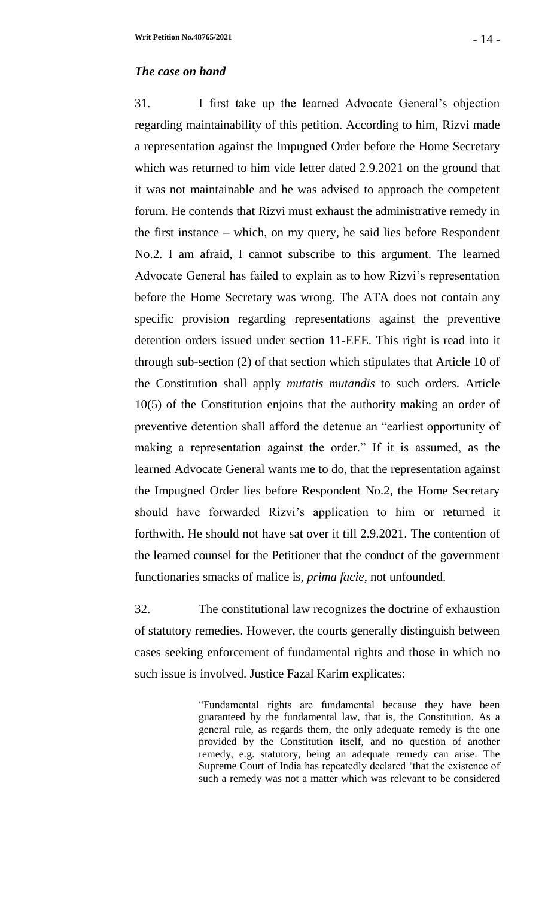### *The case on hand*

31. I first take up the learned Advocate General's objection regarding maintainability of this petition. According to him, Rizvi made a representation against the Impugned Order before the Home Secretary which was returned to him vide letter dated 2.9.2021 on the ground that it was not maintainable and he was advised to approach the competent forum. He contends that Rizvi must exhaust the administrative remedy in the first instance – which, on my query, he said lies before Respondent No.2. I am afraid, I cannot subscribe to this argument. The learned Advocate General has failed to explain as to how Rizvi's representation before the Home Secretary was wrong. The ATA does not contain any specific provision regarding representations against the preventive detention orders issued under section 11-EEE. This right is read into it through sub-section (2) of that section which stipulates that Article 10 of the Constitution shall apply *mutatis mutandis* to such orders. Article 10(5) of the Constitution enjoins that the authority making an order of preventive detention shall afford the detenue an "earliest opportunity of making a representation against the order." If it is assumed, as the learned Advocate General wants me to do, that the representation against the Impugned Order lies before Respondent No.2, the Home Secretary should have forwarded Rizvi's application to him or returned it forthwith. He should not have sat over it till 2.9.2021. The contention of the learned counsel for the Petitioner that the conduct of the government functionaries smacks of malice is, *prima facie*, not unfounded.

32. The constitutional law recognizes the doctrine of exhaustion of statutory remedies. However, the courts generally distinguish between cases seeking enforcement of fundamental rights and those in which no such issue is involved. Justice Fazal Karim explicates:

> "Fundamental rights are fundamental because they have been guaranteed by the fundamental law, that is, the Constitution. As a general rule, as regards them, the only adequate remedy is the one provided by the Constitution itself, and no question of another remedy, e.g. statutory, being an adequate remedy can arise. The Supreme Court of India has repeatedly declared 'that the existence of such a remedy was not a matter which was relevant to be considered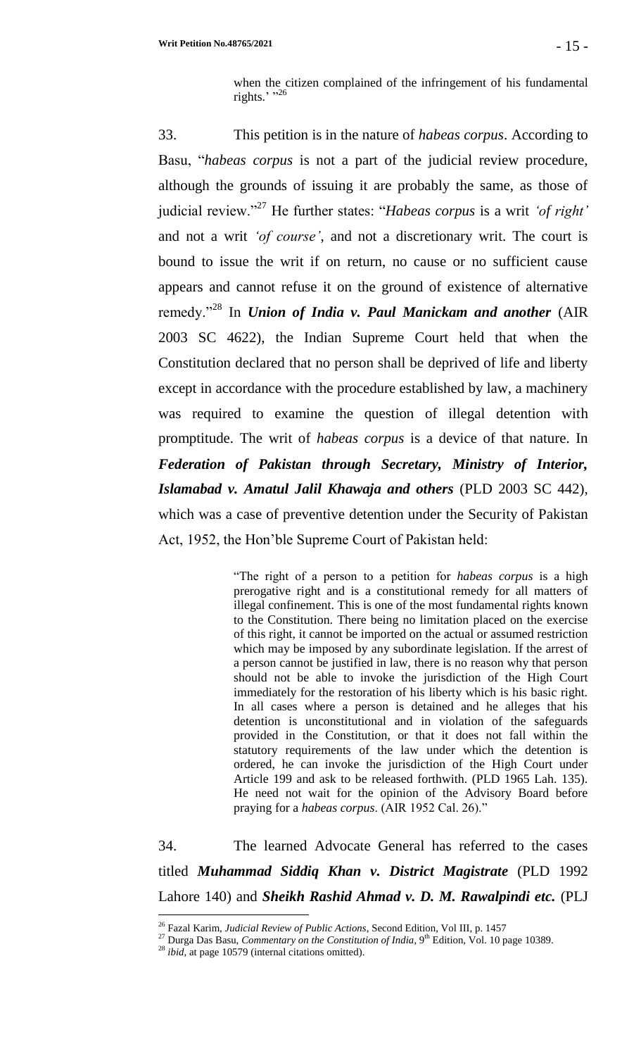> when the citizen complained of the infringement of his fundamental rights.' "[26]

33. This petition is in the nature of *habeas corpus*. According to Basu, "*habeas corpus* is not a part of the judicial review procedure, although the grounds of issuing it are probably the same, as those of judicial review."[27] He further states: "*Habeas corpus* is a writ *'of right'* and not a writ *'of course'*, and not a discretionary writ. The court is bound to issue the writ if on return, no cause or no sufficient cause appears and cannot refuse it on the ground of existence of alternative remedy."[28] In ***Union of India v. Paul Manickam and another*** (AIR 2003 SC 4622), the Indian Supreme Court held that when the Constitution declared that no person shall be deprived of life and liberty except in accordance with the procedure established by law, a machinery was required to examine the question of illegal detention with promptitude. The writ of *habeas corpus* is a device of that nature. In ***Federation of Pakistan through Secretary, Ministry of Interior, Islamabad v. Amatul Jalil Khawaja and others*** (PLD 2003 SC 442), which was a case of preventive detention under the Security of Pakistan Act, 1952, the Hon'ble Supreme Court of Pakistan held:

> "The right of a person to a petition for *habeas corpus* is a high prerogative right and is a constitutional remedy for all matters of illegal confinement. This is one of the most fundamental rights known to the Constitution. There being no limitation placed on the exercise of this right, it cannot be imported on the actual or assumed restriction which may be imposed by any subordinate legislation. If the arrest of a person cannot be justified in law, there is no reason why that person should not be able to invoke the jurisdiction of the High Court immediately for the restoration of his liberty which is his basic right. In all cases where a person is detained and he alleges that his detention is unconstitutional and in violation of the safeguards provided in the Constitution, or that it does not fall within the statutory requirements of the law under which the detention is ordered, he can invoke the jurisdiction of the High Court under Article 199 and ask to be released forthwith. (PLD 1965 Lah. 135). He need not wait for the opinion of the Advisory Board before praying for a *habeas corpus*. (AIR 1952 Cal. 26)."

34. The learned Advocate General has referred to the cases titled ***Muhammad Siddiq Khan v. District Magistrate*** (PLD 1992 Lahore 140) and ***Sheikh Rashid Ahmad v. D. M. Rawalpindi etc.*** (PLJ

---

[26] Fazal Karim, *Judicial Review of Public Actions*, Second Edition, Vol III, p. 1457

[27] Durga Das Basu, *Commentary on the Constitution of India*, 9th Edition, Vol. 10 page 10389.

[28] *ibid*, at page 10579 (internal citations omitted).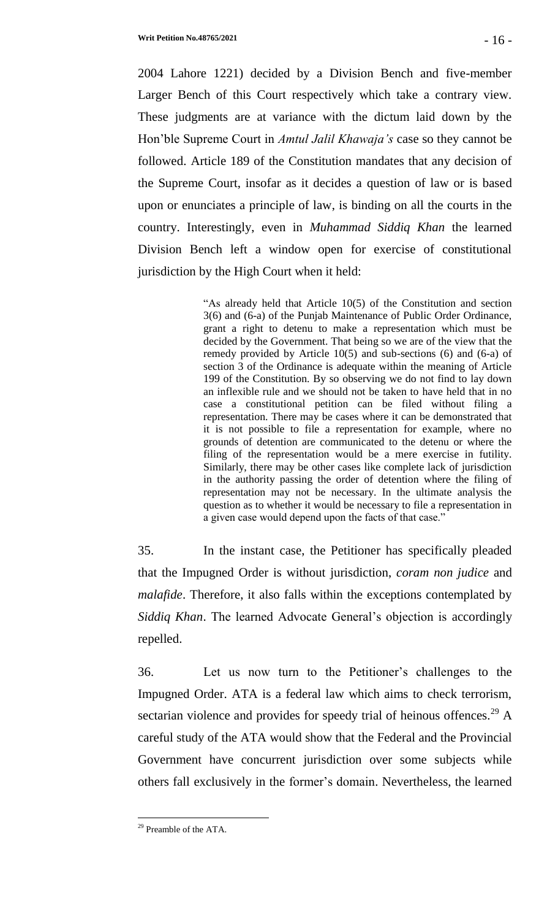2004 Lahore 1221) decided by a Division Bench and five-member Larger Bench of this Court respectively which take a contrary view. These judgments are at variance with the dictum laid down by the Hon'ble Supreme Court in *Amtul Jalil Khawaja's* case so they cannot be followed. Article 189 of the Constitution mandates that any decision of the Supreme Court, insofar as it decides a question of law or is based upon or enunciates a principle of law, is binding on all the courts in the country. Interestingly, even in *Muhammad Siddiq Khan* the learned Division Bench left a window open for exercise of constitutional jurisdiction by the High Court when it held:

> "As already held that Article 10(5) of the Constitution and section 3(6) and (6-a) of the Punjab Maintenance of Public Order Ordinance, grant a right to detenu to make a representation which must be decided by the Government. That being so we are of the view that the remedy provided by Article 10(5) and sub-sections (6) and (6-a) of section 3 of the Ordinance is adequate within the meaning of Article 199 of the Constitution. By so observing we do not find to lay down an inflexible rule and we should not be taken to have held that in no case a constitutional petition can be filed without filing a representation. There may be cases where it can be demonstrated that it is not possible to file a representation for example, where no grounds of detention are communicated to the detenu or where the filing of the representation would be a mere exercise in futility. Similarly, there may be other cases like complete lack of jurisdiction in the authority passing the order of detention where the filing of representation may not be necessary. In the ultimate analysis the question as to whether it would be necessary to file a representation in a given case would depend upon the facts of that case."

35. In the instant case, the Petitioner has specifically pleaded that the Impugned Order is without jurisdiction, *coram non judice* and *malafide*. Therefore, it also falls within the exceptions contemplated by *Siddiq Khan*. The learned Advocate General's objection is accordingly repelled.

36. Let us now turn to the Petitioner's challenges to the Impugned Order. ATA is a federal law which aims to check terrorism, sectarian violence and provides for speedy trial of heinous offences.[29] A careful study of the ATA would show that the Federal and the Provincial Government have concurrent jurisdiction over some subjects while others fall exclusively in the former's domain. Nevertheless, the learned

[29] Preamble of the ATA.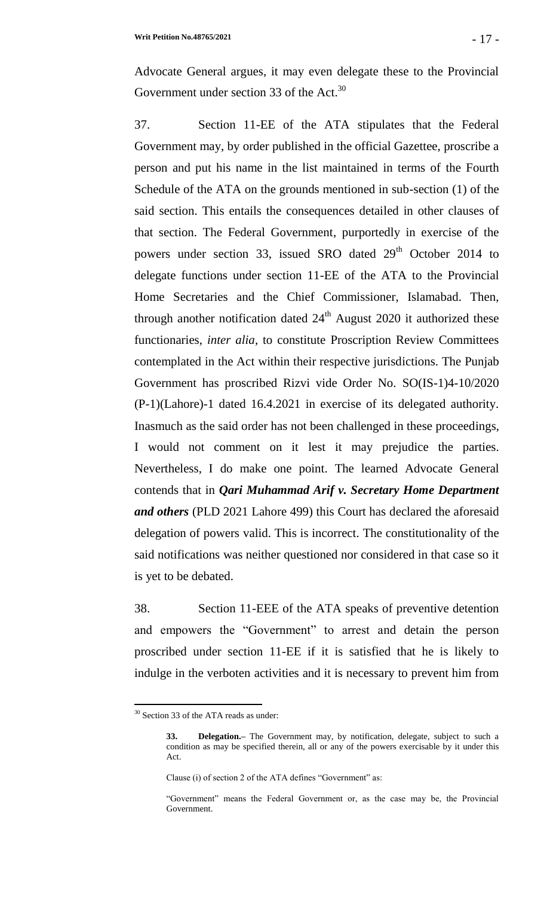Advocate General argues, it may even delegate these to the Provincial Government under section 33 of the Act.[30]

37. Section 11-EE of the ATA stipulates that the Federal Government may, by order published in the official Gazette, proscribe a person and put his name in the list maintained in terms of the Fourth Schedule of the ATA on the grounds mentioned in sub-section (1) of the said section. This entails the consequences detailed in other clauses of that section. The Federal Government, purportedly in exercise of the powers under section 33, issued SRO dated 29th October 2014 to delegate functions under section 11-EE of the ATA to the Provincial Home Secretaries and the Chief Commissioner, Islamabad. Then, through another notification dated 24th August 2020 it authorized these functionaries, *inter alia*, to constitute Proscription Review Committees contemplated in the Act within their respective jurisdictions. The Punjab Government has proscribed Rizvi vide Order No. SO(IS-1)4-10/2020 (P-1)(Lahore)-1 dated 16.4.2021 in exercise of its delegated authority. Inasmuch as the said order has not been challenged in these proceedings, I would not comment on it lest it may prejudice the parties. Nevertheless, I do make one point. The learned Advocate General contends that in ***Qari Muhammad Arif v. Secretary Home Department and others*** (PLD 2021 Lahore 499) this Court has declared the aforesaid delegation of powers valid. This is incorrect. The constitutionality of the said notifications was neither questioned nor considered in that case so it is yet to be debated.

38. Section 11-EEE of the ATA speaks of preventive detention and empowers the "Government" to arrest and detain the person proscribed under section 11-EE if it is satisfied that he is likely to indulge in the verboten activities and it is necessary to prevent him from

---

[30] Section 33 of the ATA reads as under:

> **33. Delegation.–** The Government may, by notification, delegate, subject to such a condition as may be specified therein, all or any of the powers exercisable by it under this Act.
>
> Clause (i) of section 2 of the ATA defines "Government" as:
>
> "Government" means the Federal Government or, as the case may be, the Provincial Government.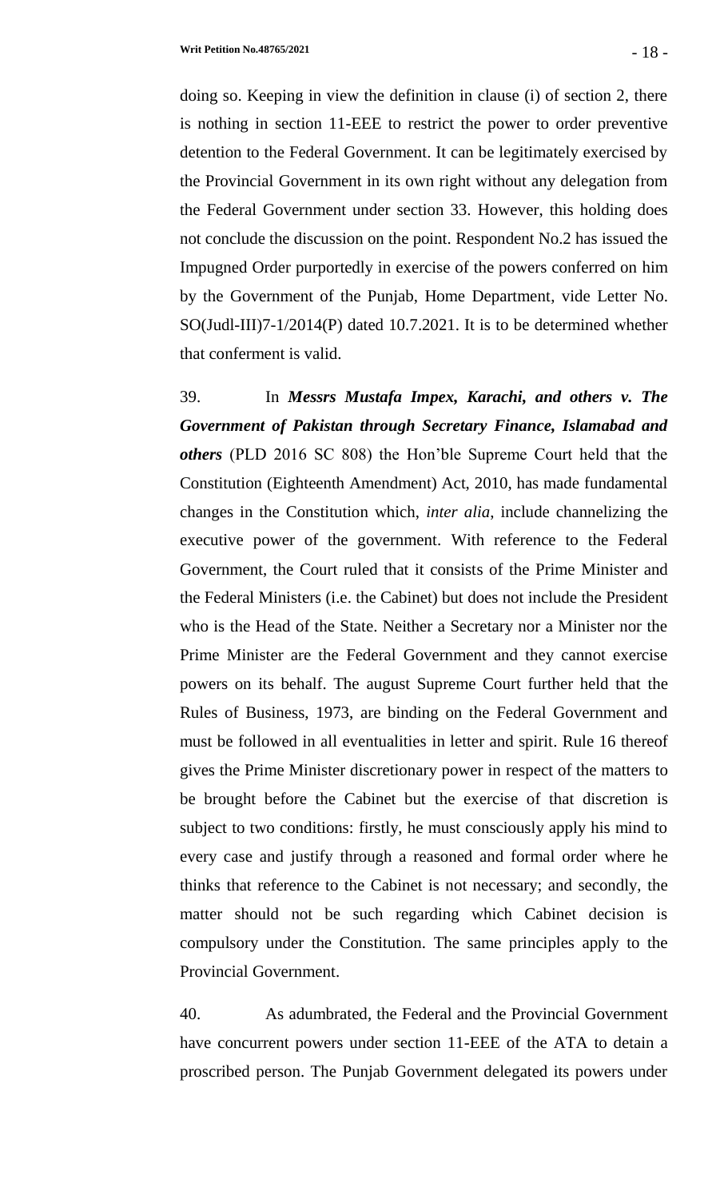doing so. Keeping in view the definition in clause (i) of section 2, there is nothing in section 11-EEE to restrict the power to order preventive detention to the Federal Government. It can be legitimately exercised by the Provincial Government in its own right without any delegation from the Federal Government under section 33. However, this holding does not conclude the discussion on the point. Respondent No.2 has issued the Impugned Order purportedly in exercise of the powers conferred on him by the Government of the Punjab, Home Department, vide Letter No. SO(Judl-III)7-1/2014(P) dated 10.7.2021. It is to be determined whether that conferment is valid.

39. In ***Messrs Mustafa Impex, Karachi, and others v. The Government of Pakistan through Secretary Finance, Islamabad and others*** (PLD 2016 SC 808) the Hon'ble Supreme Court held that the Constitution (Eighteenth Amendment) Act, 2010, has made fundamental changes in the Constitution which, *inter alia*, include channelizing the executive power of the government. With reference to the Federal Government, the Court ruled that it consists of the Prime Minister and the Federal Ministers (i.e. the Cabinet) but does not include the President who is the Head of the State. Neither a Secretary nor a Minister nor the Prime Minister are the Federal Government and they cannot exercise powers on its behalf. The august Supreme Court further held that the Rules of Business, 1973, are binding on the Federal Government and must be followed in all eventualities in letter and spirit. Rule 16 thereof gives the Prime Minister discretionary power in respect of the matters to be brought before the Cabinet but the exercise of that discretion is subject to two conditions: firstly, he must consciously apply his mind to every case and justify through a reasoned and formal order where he thinks that reference to the Cabinet is not necessary; and secondly, the matter should not be such regarding which Cabinet decision is compulsory under the Constitution. The same principles apply to the Provincial Government.

40. As adumbrated, the Federal and the Provincial Government have concurrent powers under section 11-EEE of the ATA to detain a proscribed person. The Punjab Government delegated its powers under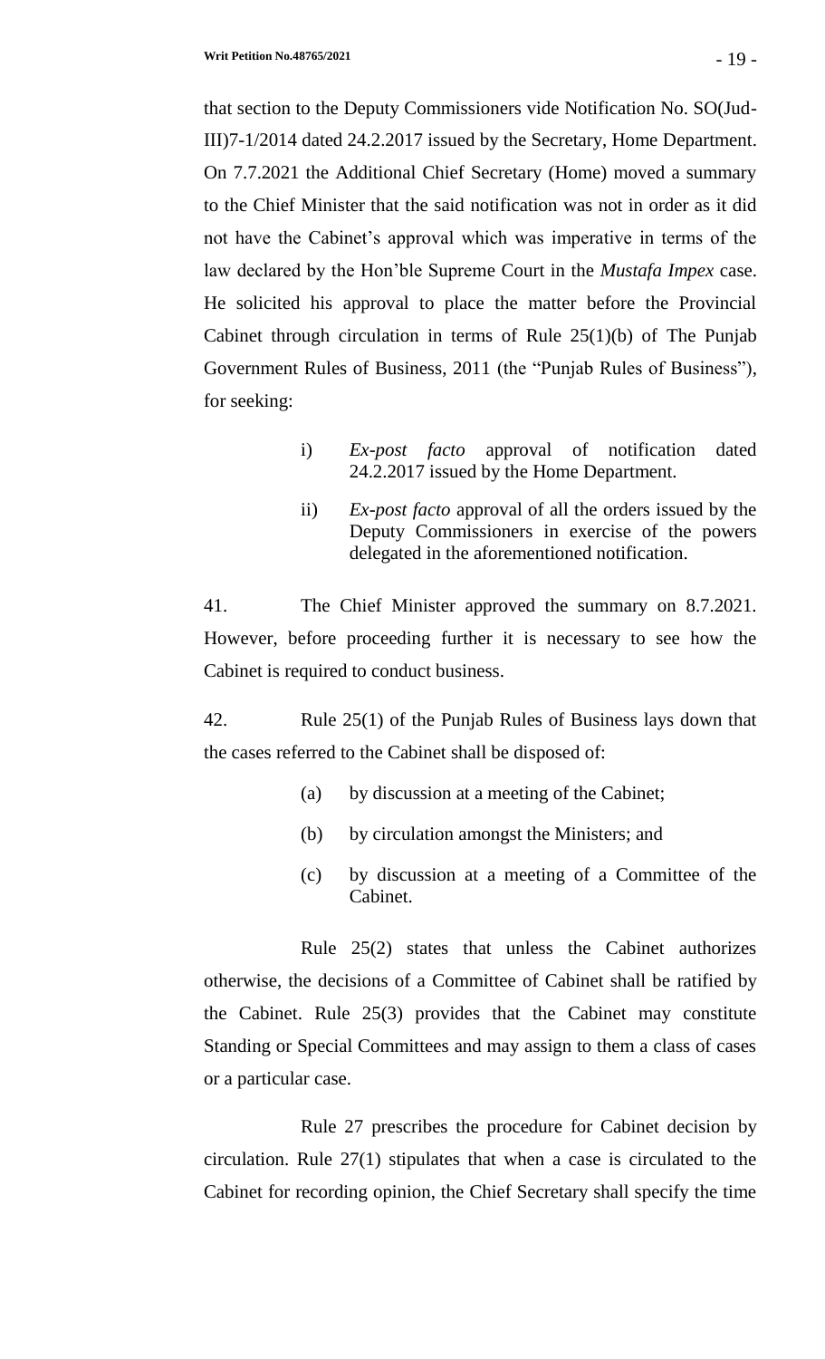that section to the Deputy Commissioners vide Notification No. SO(Jud-III)7-1/2014 dated 24.2.2017 issued by the Secretary, Home Department. On 7.7.2021 the Additional Chief Secretary (Home) moved a summary to the Chief Minister that the said notification was not in order as it did not have the Cabinet's approval which was imperative in terms of the law declared by the Hon'ble Supreme Court in the *Mustafa Impex* case. He solicited his approval to place the matter before the Provincial Cabinet through circulation in terms of Rule 25(1)(b) of The Punjab Government Rules of Business, 2011 (the "Punjab Rules of Business"), for seeking:

> i) *Ex-post facto* approval of notification dated 24.2.2017 issued by the Home Department.
>
> ii) *Ex-post facto* approval of all the orders issued by the Deputy Commissioners in exercise of the powers delegated in the aforementioned notification.

41. The Chief Minister approved the summary on 8.7.2021. However, before proceeding further it is necessary to see how the Cabinet is required to conduct business.

42. Rule 25(1) of the Punjab Rules of Business lays down that the cases referred to the Cabinet shall be disposed of:

> (a) by discussion at a meeting of the Cabinet;
>
> (b) by circulation amongst the Ministers; and
>
> (c) by discussion at a meeting of a Committee of the Cabinet.

Rule 25(2) states that unless the Cabinet authorizes otherwise, the decisions of a Committee of Cabinet shall be ratified by the Cabinet. Rule 25(3) provides that the Cabinet may constitute Standing or Special Committees and may assign to them a class of cases or a particular case.

Rule 27 prescribes the procedure for Cabinet decision by circulation. Rule 27(1) stipulates that when a case is circulated to the Cabinet for recording opinion, the Chief Secretary shall specify the time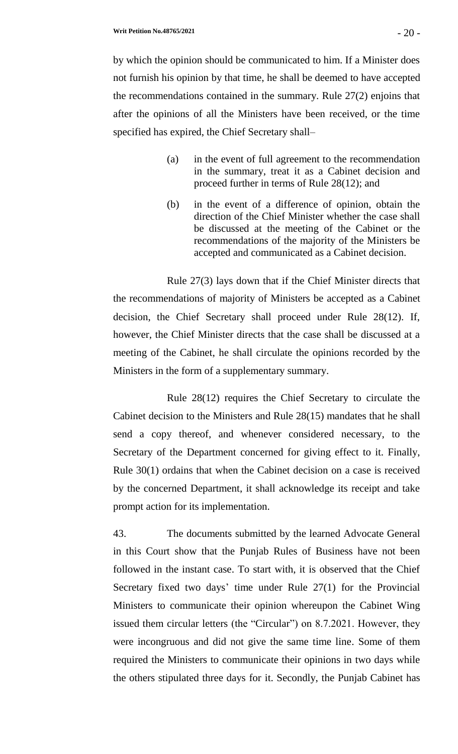by which the opinion should be communicated to him. If a Minister does not furnish his opinion by that time, he shall be deemed to have accepted the recommendations contained in the summary. Rule 27(2) enjoins that after the opinions of all the Ministers have been received, or the time specified has expired, the Chief Secretary shall–

> (a) in the event of full agreement to the recommendation in the summary, treat it as a Cabinet decision and proceed further in terms of Rule 28(12); and
>
> (b) in the event of a difference of opinion, obtain the direction of the Chief Minister whether the case shall be discussed at the meeting of the Cabinet or the recommendations of the majority of the Ministers be accepted and communicated as a Cabinet decision.

Rule 27(3) lays down that if the Chief Minister directs that the recommendations of majority of Ministers be accepted as a Cabinet decision, the Chief Secretary shall proceed under Rule 28(12). If, however, the Chief Minister directs that the case shall be discussed at a meeting of the Cabinet, he shall circulate the opinions recorded by the Ministers in the form of a supplementary summary.

Rule 28(12) requires the Chief Secretary to circulate the Cabinet decision to the Ministers and Rule 28(15) mandates that he shall send a copy thereof, and whenever considered necessary, to the Secretary of the Department concerned for giving effect to it. Finally, Rule 30(1) ordains that when the Cabinet decision on a case is received by the concerned Department, it shall acknowledge its receipt and take prompt action for its implementation.

43. The documents submitted by the learned Advocate General in this Court show that the Punjab Rules of Business have not been followed in the instant case. To start with, it is observed that the Chief Secretary fixed two days' time under Rule 27(1) for the Provincial Ministers to communicate their opinion whereupon the Cabinet Wing issued them circular letters (the "Circular") on 8.7.2021. However, they were incongruous and did not give the same time line. Some of them required the Ministers to communicate their opinions in two days while the others stipulated three days for it. Secondly, the Punjab Cabinet has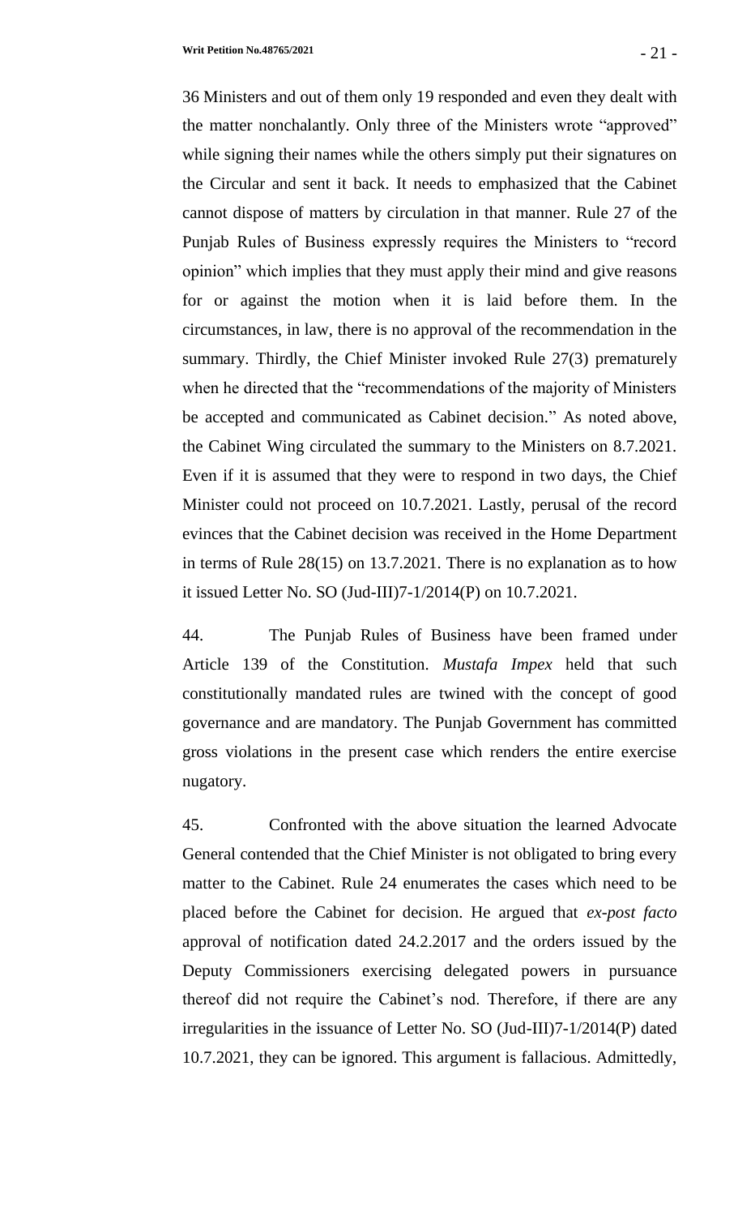36 Ministers and out of them only 19 responded and even they dealt with the matter nonchalantly. Only three of the Ministers wrote "approved" while signing their names while the others simply put their signatures on the Circular and sent it back. It needs to emphasized that the Cabinet cannot dispose of matters by circulation in that manner. Rule 27 of the Punjab Rules of Business expressly requires the Ministers to "record opinion" which implies that they must apply their mind and give reasons for or against the motion when it is laid before them. In the circumstances, in law, there is no approval of the recommendation in the summary. Thirdly, the Chief Minister invoked Rule 27(3) prematurely when he directed that the "recommendations of the majority of Ministers be accepted and communicated as Cabinet decision." As noted above, the Cabinet Wing circulated the summary to the Ministers on 8.7.2021. Even if it is assumed that they were to respond in two days, the Chief Minister could not proceed on 10.7.2021. Lastly, perusal of the record evinces that the Cabinet decision was received in the Home Department in terms of Rule 28(15) on 13.7.2021. There is no explanation as to how it issued Letter No. SO (Jud-III)7-1/2014(P) on 10.7.2021.

44. The Punjab Rules of Business have been framed under Article 139 of the Constitution. *Mustafa Impex* held that such constitutionally mandated rules are twined with the concept of good governance and are mandatory. The Punjab Government has committed gross violations in the present case which renders the entire exercise nugatory.

45. Confronted with the above situation the learned Advocate General contended that the Chief Minister is not obligated to bring every matter to the Cabinet. Rule 24 enumerates the cases which need to be placed before the Cabinet for decision. He argued that *ex-post facto* approval of notification dated 24.2.2017 and the orders issued by the Deputy Commissioners exercising delegated powers in pursuance thereof did not require the Cabinet's nod. Therefore, if there are any irregularities in the issuance of Letter No. SO (Jud-III)7-1/2014(P) dated 10.7.2021, they can be ignored. This argument is fallacious. Admittedly,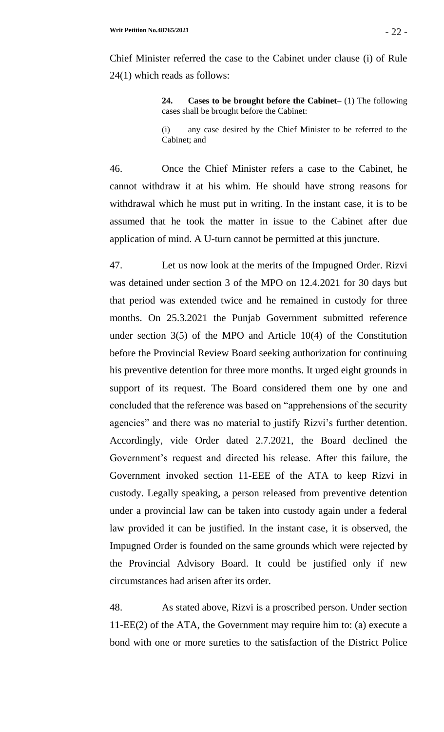Chief Minister referred the case to the Cabinet under clause (i) of Rule 24(1) which reads as follows:

> **24. Cases to be brought before the Cabinet–** (1) The following cases shall be brought before the Cabinet:
>
> (i) any case desired by the Chief Minister to be referred to the Cabinet; and

46. Once the Chief Minister refers a case to the Cabinet, he cannot withdraw it at his whim. He should have strong reasons for withdrawal which he must put in writing. In the instant case, it is to be assumed that he took the matter in issue to the Cabinet after due application of mind. A U-turn cannot be permitted at this juncture.

47. Let us now look at the merits of the Impugned Order. Rizvi was detained under section 3 of the MPO on 12.4.2021 for 30 days but that period was extended twice and he remained in custody for three months. On 25.3.2021 the Punjab Government submitted reference under section 3(5) of the MPO and Article 10(4) of the Constitution before the Provincial Review Board seeking authorization for continuing his preventive detention for three more months. It urged eight grounds in support of its request. The Board considered them one by one and concluded that the reference was based on "apprehensions of the security agencies" and there was no material to justify Rizvi's further detention. Accordingly, vide Order dated 2.7.2021, the Board declined the Government's request and directed his release. After this failure, the Government invoked section 11-EEE of the ATA to keep Rizvi in custody. Legally speaking, a person released from preventive detention under a provincial law can be taken into custody again under a federal law provided it can be justified. In the instant case, it is observed, the Impugned Order is founded on the same grounds which were rejected by the Provincial Advisory Board. It could be justified only if new circumstances had arisen after its order.

48. As stated above, Rizvi is a proscribed person. Under section 11-EE(2) of the ATA, the Government may require him to: (a) execute a bond with one or more sureties to the satisfaction of the District Police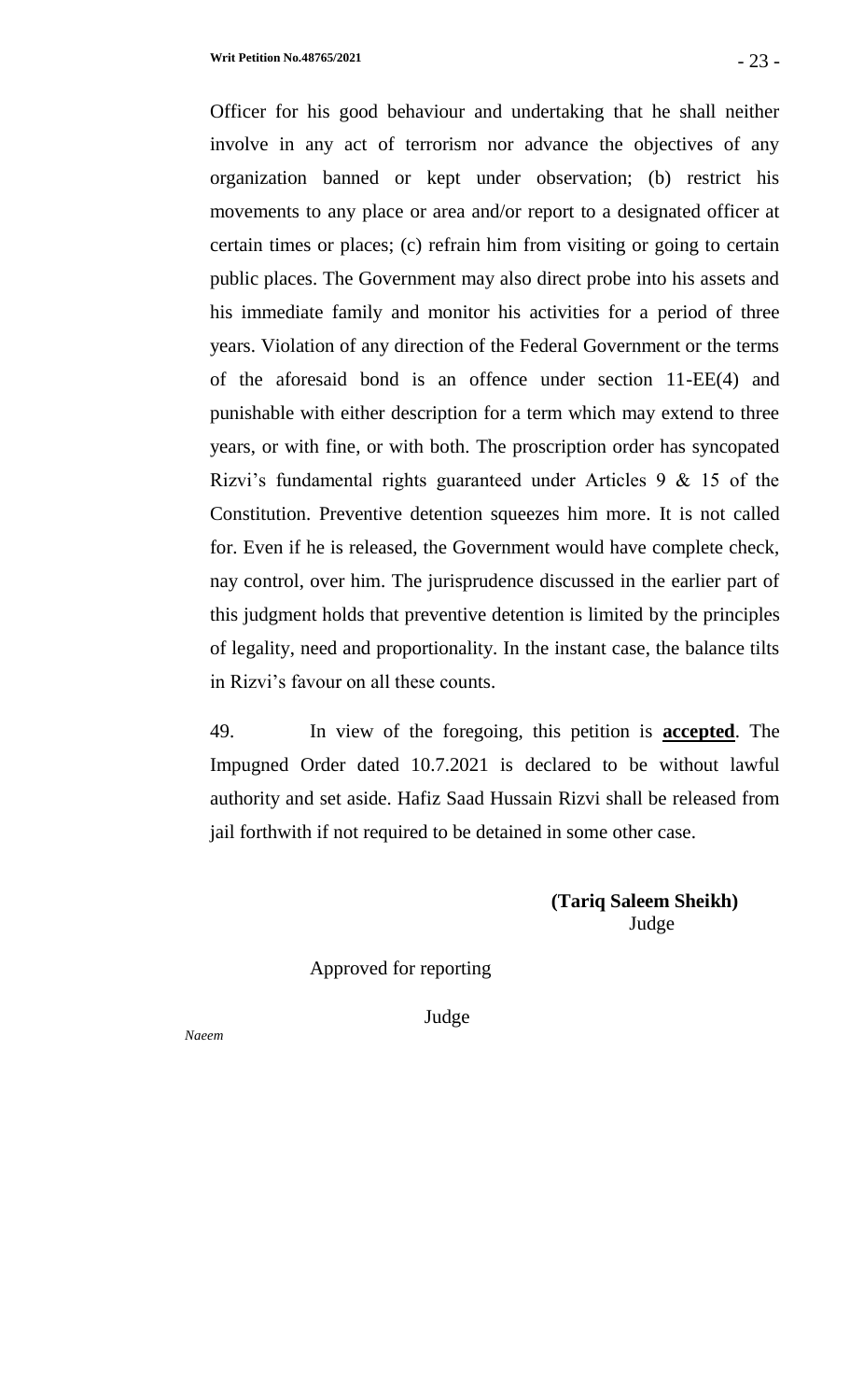Officer for his good behaviour and undertaking that he shall neither involve in any act of terrorism nor advance the objectives of any organization banned or kept under observation; (b) restrict his movements to any place or area and/or report to a designated officer at certain times or places; (c) refrain him from visiting or going to certain public places. The Government may also direct probe into his assets and his immediate family and monitor his activities for a period of three years. Violation of any direction of the Federal Government or the terms of the aforesaid bond is an offence under section 11-EE(4) and punishable with either description for a term which may extend to three years, or with fine, or with both. The proscription order has syncopated Rizvi's fundamental rights guaranteed under Articles 9 & 15 of the Constitution. Preventive detention squeezes him more. It is not called for. Even if he is released, the Government would have complete check, nay control, over him. The jurisprudence discussed in the earlier part of this judgment holds that preventive detention is limited by the principles of legality, need and proportionality. In the instant case, the balance tilts in Rizvi's favour on all these counts.

49. In view of the foregoing, this petition is **accepted**. The Impugned Order dated 10.7.2021 is declared to be without lawful authority and set aside. Hafiz Saad Hussain Rizvi shall be released from jail forthwith if not required to be detained in some other case.

**(Tariq Saleem Sheikh)**
Judge

Approved for reporting

Judge

*Naeem*